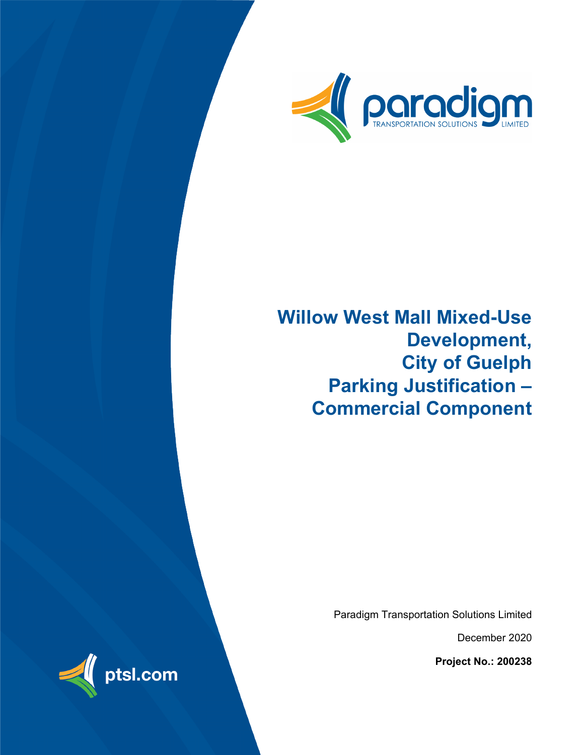# Willow West Mall Mixed-Use Development, City of Guelph Parking Justification – Commercial Component

Paradigm Transportation Solutions Limited

December 2020

**Project No.: 200238**

ptsl.com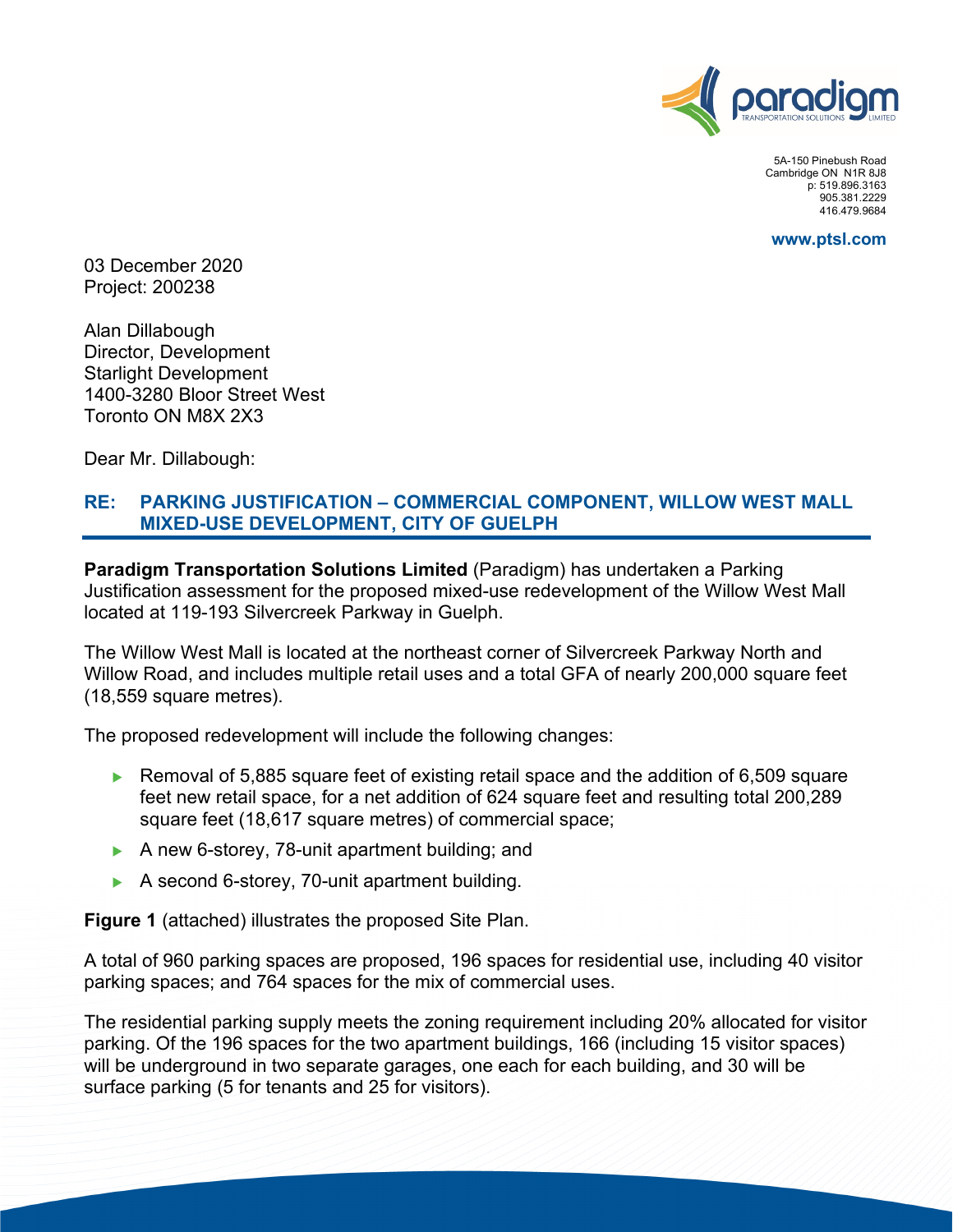5A-150 Pinebush Road
Cambridge ON N1R 8J8
p: 519.896.3163
905.381.2229
416.479.9684

**www.ptsl.com**

03 December 2020
Project: 200238

Alan Dillabough
Director, Development
Starlight Development
1400-3280 Bloor Street West
Toronto ON M8X 2X3

Dear Mr. Dillabough:

## RE: PARKING JUSTIFICATION – COMMERCIAL COMPONENT, WILLOW WEST MALL MIXED-USE DEVELOPMENT, CITY OF GUELPH

**Paradigm Transportation Solutions Limited** (Paradigm) has undertaken a Parking Justification assessment for the proposed mixed-use redevelopment of the Willow West Mall located at 119-193 Silvercreek Parkway in Guelph.

The Willow West Mall is located at the northeast corner of Silvercreek Parkway North and Willow Road, and includes multiple retail uses and a total GFA of nearly 200,000 square feet (18,559 square metres).

The proposed redevelopment will include the following changes:

- Removal of 5,885 square feet of existing retail space and the addition of 6,509 square feet new retail space, for a net addition of 624 square feet and resulting total 200,289 square feet (18,617 square metres) of commercial space;
- A new 6-storey, 78-unit apartment building; and
- A second 6-storey, 70-unit apartment building.

**Figure 1** (attached) illustrates the proposed Site Plan.

A total of 960 parking spaces are proposed, 196 spaces for residential use, including 40 visitor parking spaces; and 764 spaces for the mix of commercial uses.

The residential parking supply meets the zoning requirement including 20% allocated for visitor parking. Of the 196 spaces for the two apartment buildings, 166 (including 15 visitor spaces) will be underground in two separate garages, one each for each building, and 30 will be surface parking (5 for tenants and 25 for visitors).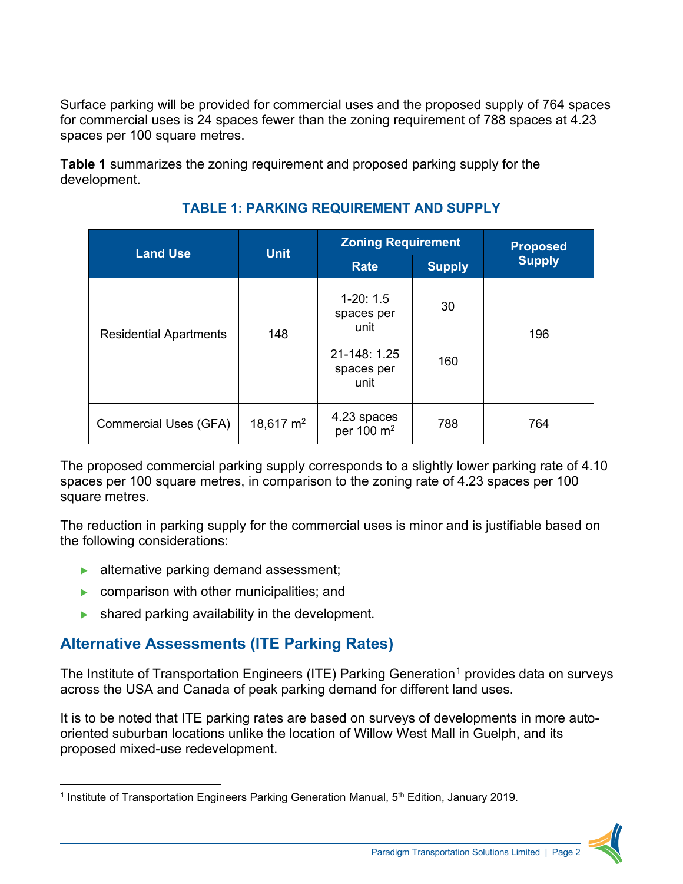Surface parking will be provided for commercial uses and the proposed supply of 764 spaces for commercial uses is 24 spaces fewer than the zoning requirement of 788 spaces at 4.23 spaces per 100 square metres.

**Table 1** summarizes the zoning requirement and proposed parking supply for the development.

### TABLE 1: PARKING REQUIREMENT AND SUPPLY

| Land Use | Unit | Zoning Requirement | | Proposed Supply |
|---|---|---|---|---|
| | | Rate | Supply | |
| Residential Apartments | 148 | 1-20: 1.5 spaces per unit | 30 | 196 |
| | | 21-148: 1.25 spaces per unit | 160 | |
| Commercial Uses (GFA) | 18,617 $m^2$ | 4.23 spaces per 100 $m^2$ | 788 | 764 |

The proposed commercial parking supply corresponds to a slightly lower parking rate of 4.10 spaces per 100 square metres, in comparison to the zoning rate of 4.23 spaces per 100 square metres.

The reduction in parking supply for the commercial uses is minor and is justifiable based on the following considerations:

- alternative parking demand assessment;
- comparison with other municipalities; and
- shared parking availability in the development.

## Alternative Assessments (ITE Parking Rates)

The Institute of Transportation Engineers (ITE) Parking Generation[1] provides data on surveys across the USA and Canada of peak parking demand for different land uses.

It is to be noted that ITE parking rates are based on surveys of developments in more auto-oriented suburban locations unlike the location of Willow West Mall in Guelph, and its proposed mixed-use redevelopment.

[1] Institute of Transportation Engineers Parking Generation Manual, 5th Edition, January 2019.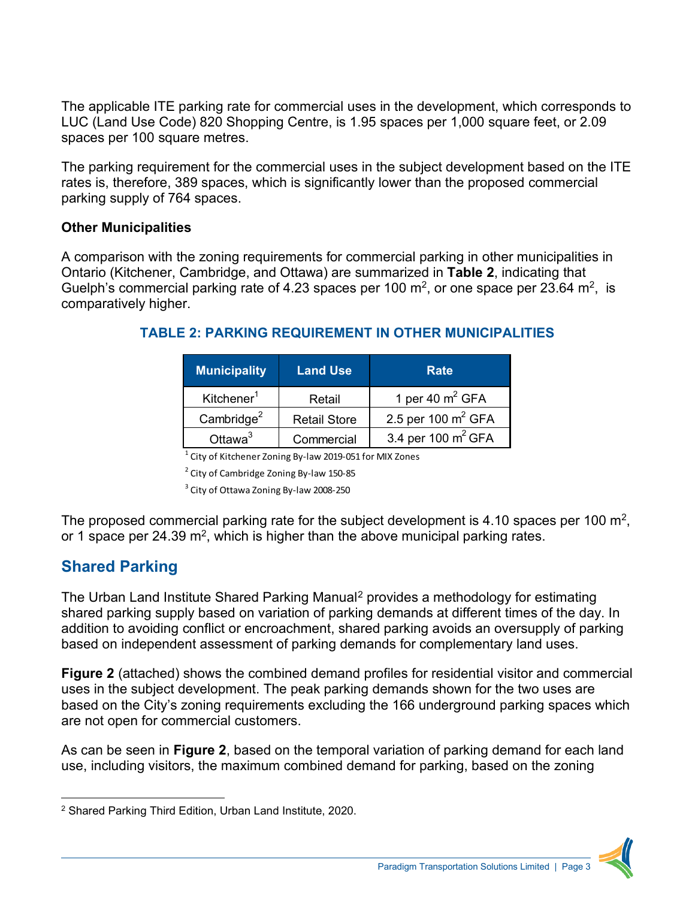The applicable ITE parking rate for commercial uses in the development, which corresponds to LUC (Land Use Code) 820 Shopping Centre, is 1.95 spaces per 1,000 square feet, or 2.09 spaces per 100 square metres.

The parking requirement for the commercial uses in the subject development based on the ITE rates is, therefore, 389 spaces, which is significantly lower than the proposed commercial parking supply of 764 spaces.

### Other Municipalities

A comparison with the zoning requirements for commercial parking in other municipalities in Ontario (Kitchener, Cambridge, and Ottawa) are summarized in **Table 2**, indicating that Guelph's commercial parking rate of 4.23 spaces per 100 $m^2$, or one space per 23.64 $m^2$, is comparatively higher.

**TABLE 2: PARKING REQUIREMENT IN OTHER MUNICIPALITIES**

| Municipality | Land Use | Rate |
|---|---|---|
| Kitchener[1] | Retail | 1 per 40 $m^2$ GFA |
| Cambridge[2] | Retail Store | 2.5 per 100 $m^2$ GFA |
| Ottawa[3] | Commercial | 3.4 per 100 $m^2$ GFA |

[1] City of Kitchener Zoning By-law 2019-051 for MIX Zones

[2] City of Cambridge Zoning By-law 150-85

[3] City of Ottawa Zoning By-law 2008-250

The proposed commercial parking rate for the subject development is 4.10 spaces per 100 $m^2$, or 1 space per 24.39 $m^2$, which is higher than the above municipal parking rates.

## Shared Parking

The Urban Land Institute Shared Parking Manual[2] provides a methodology for estimating shared parking supply based on variation of parking demands at different times of the day. In addition to avoiding conflict or encroachment, shared parking avoids an oversupply of parking based on independent assessment of parking demands for complementary land uses.

**Figure 2** (attached) shows the combined demand profiles for residential visitor and commercial uses in the subject development. The peak parking demands shown for the two uses are based on the City's zoning requirements excluding the 166 underground parking spaces which are not open for commercial customers.

As can be seen in **Figure 2**, based on the temporal variation of parking demand for each land use, including visitors, the maximum combined demand for parking, based on the zoning

[2] Shared Parking Third Edition, Urban Land Institute, 2020.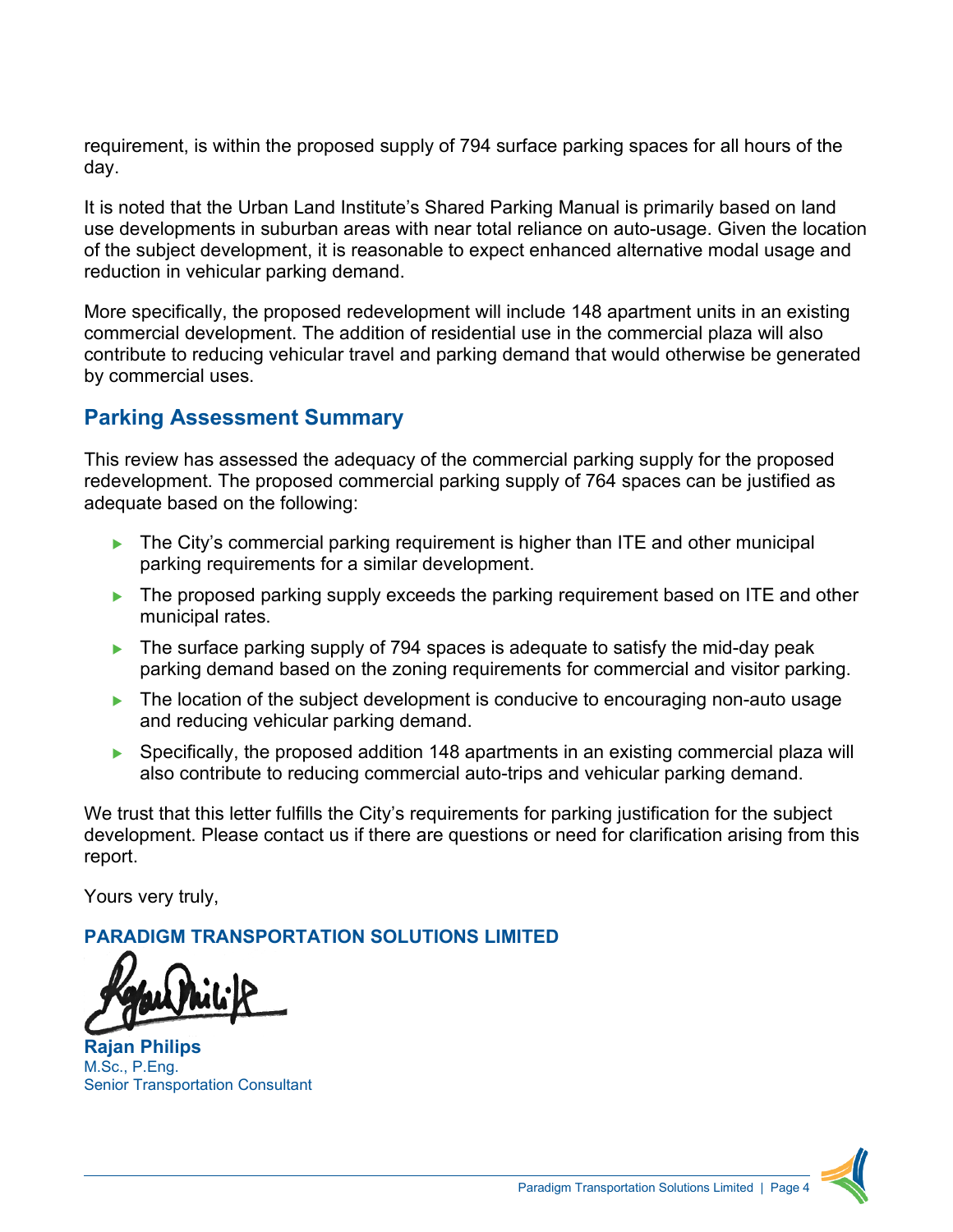requirement, is within the proposed supply of 794 surface parking spaces for all hours of the day.

It is noted that the Urban Land Institute's Shared Parking Manual is primarily based on land use developments in suburban areas with near total reliance on auto-usage. Given the location of the subject development, it is reasonable to expect enhanced alternative modal usage and reduction in vehicular parking demand.

More specifically, the proposed redevelopment will include 148 apartment units in an existing commercial development. The addition of residential use in the commercial plaza will also contribute to reducing vehicular travel and parking demand that would otherwise be generated by commercial uses.

## Parking Assessment Summary

This review has assessed the adequacy of the commercial parking supply for the proposed redevelopment. The proposed commercial parking supply of 764 spaces can be justified as adequate based on the following:

- The City's commercial parking requirement is higher than ITE and other municipal parking requirements for a similar development.
- The proposed parking supply exceeds the parking requirement based on ITE and other municipal rates.
- The surface parking supply of 794 spaces is adequate to satisfy the mid-day peak parking demand based on the zoning requirements for commercial and visitor parking.
- The location of the subject development is conducive to encouraging non-auto usage and reducing vehicular parking demand.
- Specifically, the proposed addition 148 apartments in an existing commercial plaza will also contribute to reducing commercial auto-trips and vehicular parking demand.

We trust that this letter fulfills the City's requirements for parking justification for the subject development. Please contact us if there are questions or need for clarification arising from this report.

Yours very truly,

**PARADIGM TRANSPORTATION SOLUTIONS LIMITED**

**Rajan Philips**
M.Sc., P.Eng.
Senior Transportation Consultant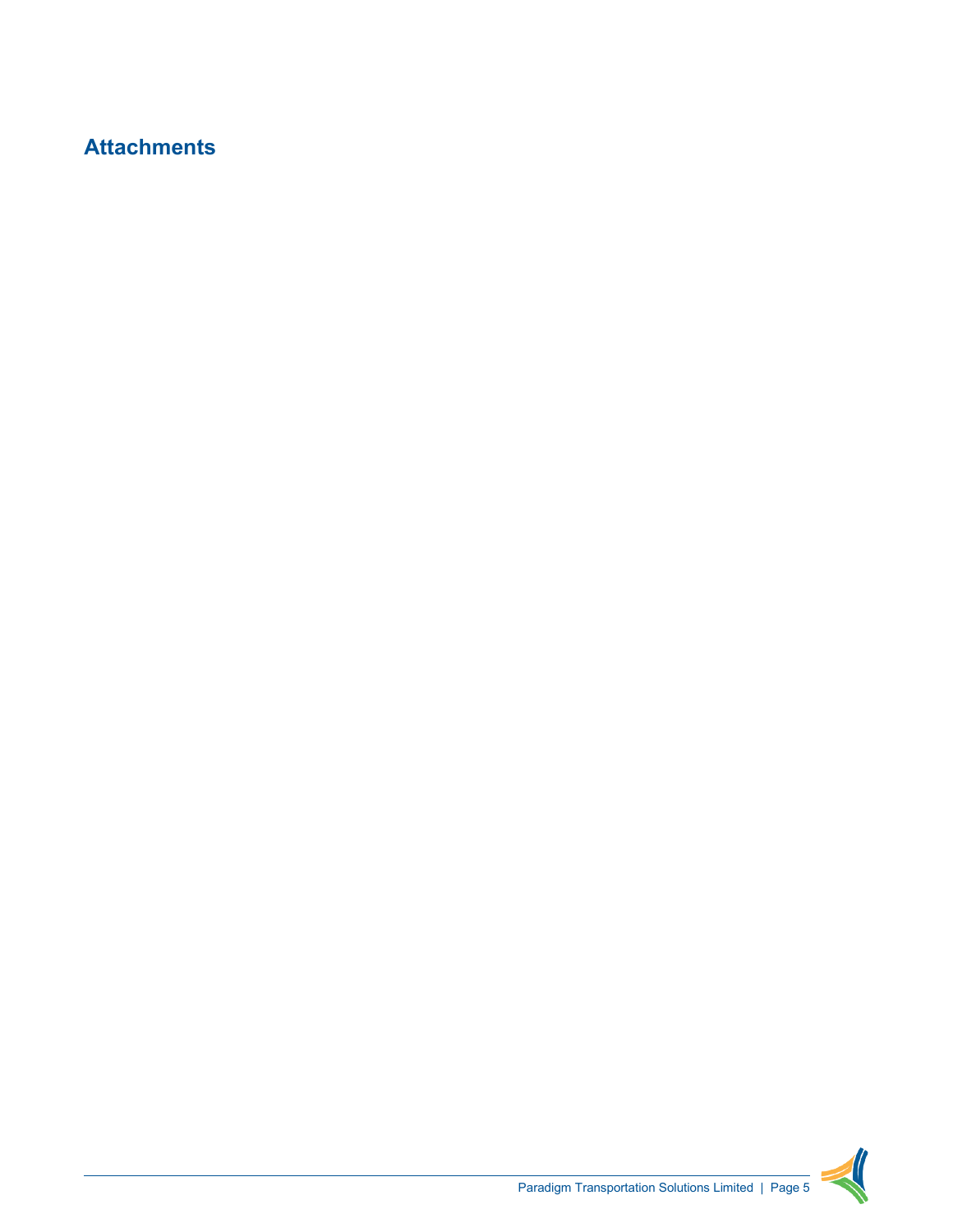## Attachments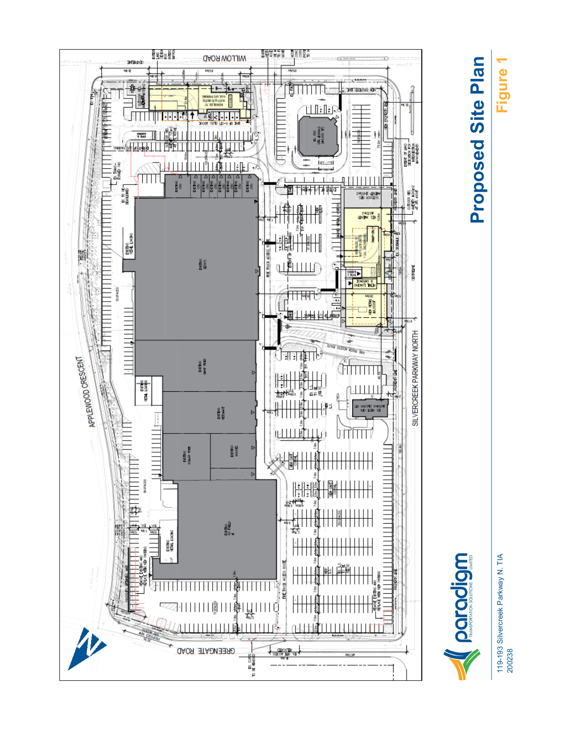# Proposed Site Plan

**Figure 1**

paradigm TRANSPORTATION SOLUTIONS LIMITED

119-193 Silvercreek Parkway N. TIA
200238

WILLOW ROAD

APPLEWOOD CRESCENT

SILVERCREEK PARKWAY NORTH

GREENGATE ROAD

FIRE TRUCK ACCESS ROUTE

EXISTING RETAIL LOADING

NEW RETAIL BUILDING

NEW AMENITY

PROPERTY LINE

CENTRELINE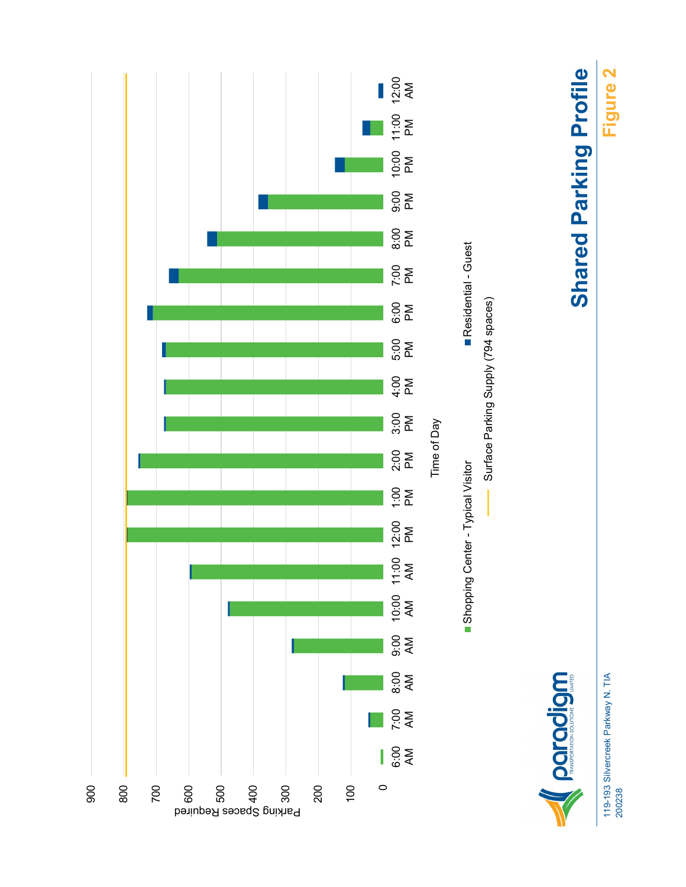# Shared Parking Profile

**Figure 2**

Parking Spaces Required

900
800
700
600
500
400
300
200
100
0

6:00 AM
7:00 AM
8:00 AM
9:00 AM
10:00 AM
11:00 AM
12:00 PM
1:00 PM
2:00 PM
3:00 PM
4:00 PM
5:00 PM
6:00 PM
7:00 PM
8:00 PM
9:00 PM
10:00 PM
11:00 PM
12:00 AM

Time of Day

Shopping Center - Typical Visitor
Residential - Guest
Surface Parking Supply (794 spaces)

paradigm TRANSPORTATION SOLUTIONS LIMITED

119-193 Silvercreek Parkway N. TIA
200238